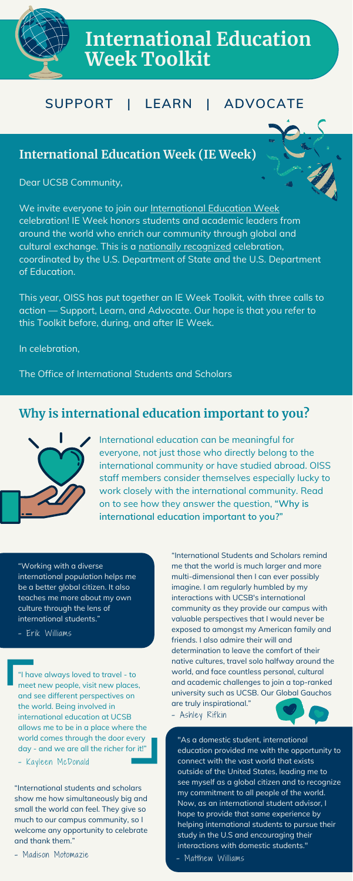# International Education Week Toolkit

## SUPPORT | LEARN | ADVOCATE

## International Education Week (IE Week)

Dear UCSB Community,

We invite everyone to join our International Education Week celebration! IE Week honors students and academic leaders from around the world who enrich our community through global and cultural exchange. This is a nationally recognized celebration, coordinated by the U.S. Department of State and the U.S. Department of Education.

This year, OISS has put together an IE Week Toolkit, with three calls to action — Support, Learn, and Advocate. Our hope is that you refer to this Toolkit before, during, and after IE Week.

In celebration,

The Office of International Students and Scholars

## Why is international education important to you?

International education can be meaningful for everyone, not just those who directly belong to the international community or have studied abroad. OISS staff members consider themselves especially lucky to work closely with the international community. Read on to see how they answer the question, **"Why is international education important to you?"**

"Working with a diverse international population helps me be a better global citizen. It also teaches me more about my own culture through the lens of international students."

- Erik Williams

"I have always loved to travel - to meet new people, visit new places, and see different perspectives on the world. Being involved in international education at UCSB allows me to be in a place where the world comes through the door every day - and we are all the richer for it!"

- Kayleen McDonald

"International students and scholars show me how simultaneously big and small the world can feel. They give so much to our campus community, so I welcome any opportunity to celebrate and thank them."

- Madison Motomazie

"International Students and Scholars remind me that the world is much larger and more multi-dimensional then I can ever possibly imagine. I am regularly humbled by my interactions with UCSB's international community as they provide our campus with valuable perspectives that I would never be exposed to amongst my American family and friends. I also admire their will and determination to leave the comfort of their native cultures, travel solo halfway around the world, and face countless personal, cultural and academic challenges to join a top-ranked university such as UCSB. Our Global Gauchos are truly inspirational."

- Ashley Rifkin

"As a domestic student, international education provided me with the opportunity to connect with the vast world that exists outside of the United States, leading me to see myself as a global citizen and to recognize my commitment to all people of the world. Now, as an international student advisor, I hope to provide that same experience by helping international students to pursue their study in the U.S and encouraging their interactions with domestic students."

- Matthew Williams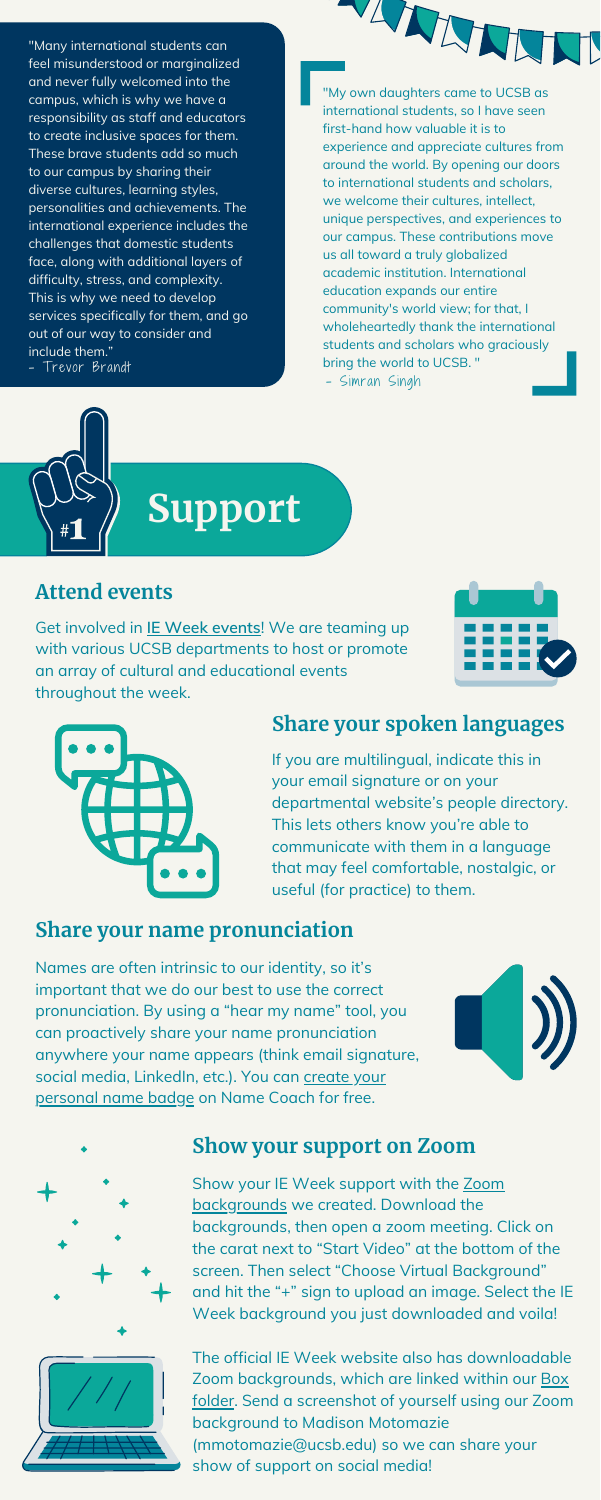"Many international students can feel misunderstood or marginalized and never fully welcomed into the campus, which is why we have a responsibility as staff and educators to create inclusive spaces for them. These brave students add so much to our campus by sharing their diverse cultures, learning styles, personalities and achievements. The international experience includes the challenges that domestic students face, along with additional layers of difficulty, stress, and complexity. This is why we need to develop services specifically for them, and go out of our way to consider and include them."
- Trevor Brandt

"My own daughters came to UCSB as international students, so I have seen first-hand how valuable it is to experience and appreciate cultures from around the world. By opening our doors to international students and scholars, we welcome their cultures, intellect, unique perspectives, and experiences to our campus. These contributions move us all toward a truly globalized academic institution. International education expands our entire community's world view; for that, I wholeheartedly thank the international students and scholars who graciously bring the world to UCSB. "
- Simran Singh

# #1 Support

## Attend events

Get involved in IE Week events! We are teaming up with various UCSB departments to host or promote an array of cultural and educational events throughout the week.

## Share your spoken languages

If you are multilingual, indicate this in your email signature or on your departmental website's people directory. This lets others know you're able to communicate with them in a language that may feel comfortable, nostalgic, or useful (for practice) to them.

## Share your name pronunciation

Names are often intrinsic to our identity, so it's important that we do our best to use the correct pronunciation. By using a "hear my name" tool, you can proactively share your name pronunciation anywhere your name appears (think email signature, social media, LinkedIn, etc.). You can create your personal name badge on Name Coach for free.

## Show your support on Zoom

Show your IE Week support with the Zoom backgrounds we created. Download the backgrounds, then open a zoom meeting. Click on the carat next to "Start Video" at the bottom of the screen. Then select "Choose Virtual Background" and hit the "+" sign to upload an image. Select the IE Week background you just downloaded and voila!

The official IE Week website also has downloadable Zoom backgrounds, which are linked within our Box folder. Send a screenshot of yourself using our Zoom background to Madison Motomazie (mmotomazie@ucsb.edu) so we can share your show of support on social media!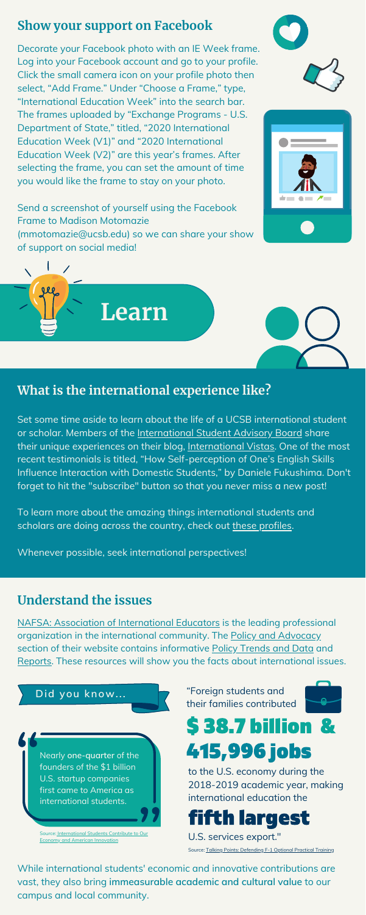## Show your support on Facebook

Decorate your Facebook photo with an IE Week frame. Log into your Facebook account and go to your profile. Click the small camera icon on your profile photo then select, "Add Frame." Under "Choose a Frame," type, "International Education Week" into the search bar. The frames uploaded by "Exchange Programs - U.S. Department of State," titled, "2020 International Education Week (V1)" and "2020 International Education Week (V2)" are this year's frames. After selecting the frame, you can set the amount of time you would like the frame to stay on your photo.

Send a screenshot of yourself using the Facebook Frame to Madison Motomazie (mmotomazie@ucsb.edu) so we can share your show of support on social media!

# Learn

## What is the international experience like?

Set some time aside to learn about the life of a UCSB international student or scholar. Members of the International Student Advisory Board share their unique experiences on their blog, International Vistas. One of the most recent testimonials is titled, "How Self-perception of One's English Skills Influence Interaction with Domestic Students," by Daniele Fukushima. Don't forget to hit the "subscribe" button so that you never miss a new post!

To learn more about the amazing things international students and scholars are doing across the country, check out these profiles.

Whenever possible, seek international perspectives!

## Understand the issues

NAFSA: Association of International Educators is the leading professional organization in the international community. The Policy and Advocacy section of their website contains informative Policy Trends and Data and Reports. These resources will show you the facts about international issues.

**Did you know...**

> Nearly **one-quarter** of the founders of the $1 billion U.S. startup companies first came to America as international students.

Source: International Students Contribute to Our Economy and American Innovation

"Foreign students and their families contributed

**$ 38.7 billion & 415,996 jobs**

to the U.S. economy during the 2018-2019 academic year, making international education the

**fifth largest**

U.S. services export."

Source: Talking Points: Defending F-1 Optional Practical Training

While international students' economic and innovative contributions are vast, they also bring **immeasurable academic and cultural value** to our campus and local community.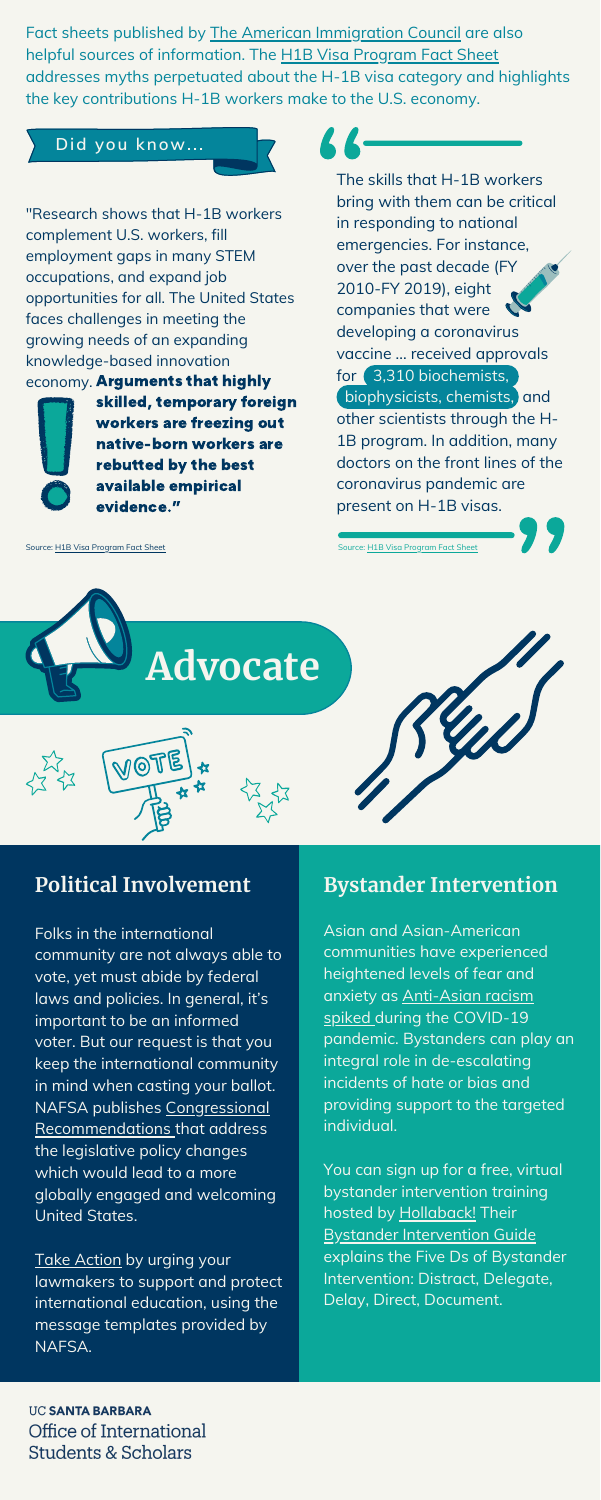Fact sheets published by The American Immigration Council are also helpful sources of information. The H1B Visa Program Fact Sheet addresses myths perpetuated about the H-1B visa category and highlights the key contributions H-1B workers make to the U.S. economy.

**Did you know...**

"Research shows that H-1B workers complement U.S. workers, fill employment gaps in many STEM occupations, and expand job opportunities for all. The United States faces challenges in meeting the growing needs of an expanding knowledge-based innovation economy. **Arguments that highly skilled, temporary foreign workers are freezing out native-born workers are rebutted by the best available empirical evidence."**

Source: H1B Visa Program Fact Sheet

"The skills that H-1B workers bring with them can be critical in responding to national emergencies. For instance, over the past decade (FY 2010-FY 2019), eight companies that were developing a coronavirus vaccine ... received approvals for 3,310 biochemists, biophysicists, chemists, and other scientists through the H-1B program. In addition, many doctors on the front lines of the coronavirus pandemic are present on H-1B visas."

Source: H1B Visa Program Fact Sheet

# Advocate

VOTE

## Political Involvement

Folks in the international community are not always able to vote, yet must abide by federal laws and policies. In general, it's important to be an informed voter. But our request is that you keep the international community in mind when casting your ballot. NAFSA publishes Congressional Recommendations that address the legislative policy changes which would lead to a more globally engaged and welcoming United States.

Take Action by urging your lawmakers to support and protect international education, using the message templates provided by NAFSA.

## Bystander Intervention

Asian and Asian-American communities have experienced heightened levels of fear and anxiety as Anti-Asian racism spiked during the COVID-19 pandemic. Bystanders can play an integral role in de-escalating incidents of hate or bias and providing support to the targeted individual.

You can sign up for a free, virtual bystander intervention training hosted by Hollaback! Their Bystander Intervention Guide explains the Five Ds of Bystander Intervention: Distract, Delegate, Delay, Direct, Document.

UC SANTA BARBARA
Office of International Students & Scholars